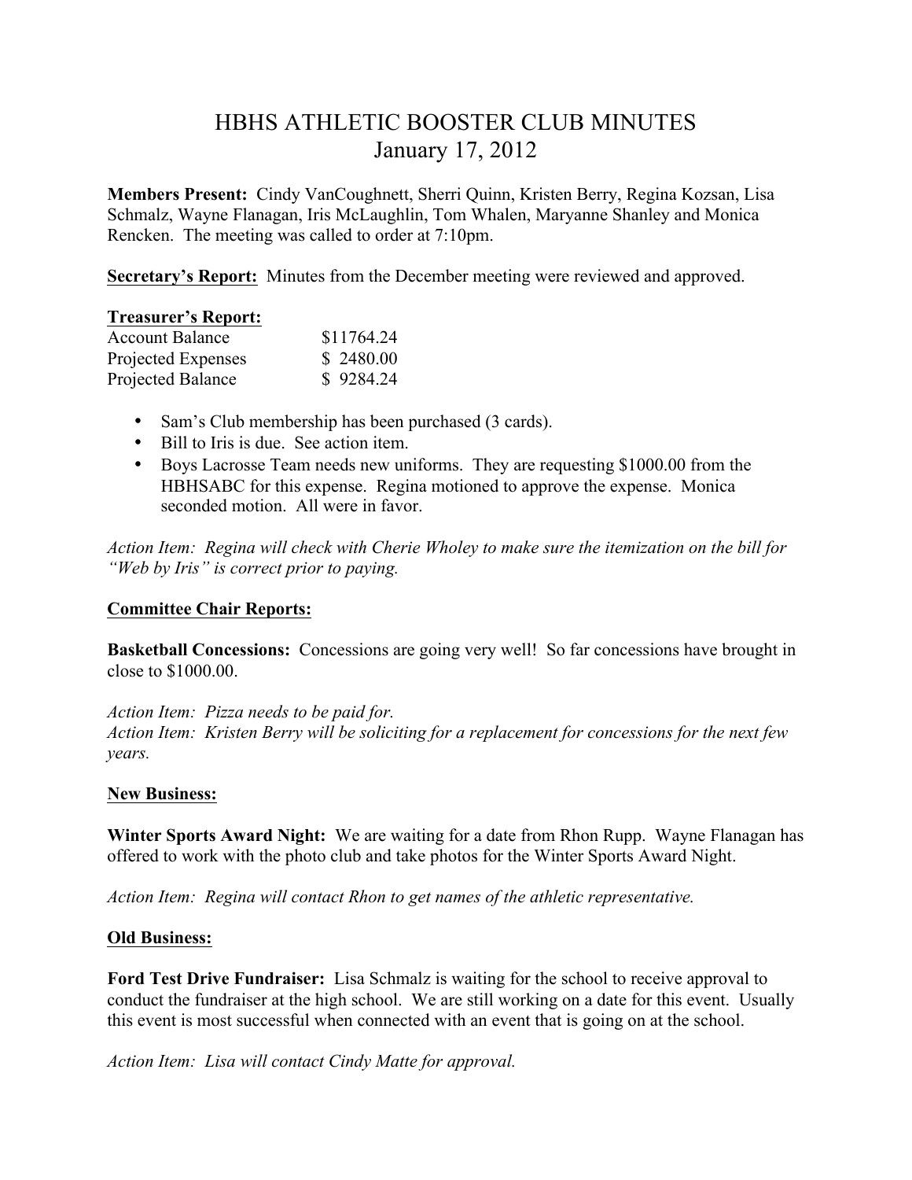# HBHS ATHLETIC BOOSTER CLUB MINUTES
## January 17, 2012

**Members Present:** Cindy VanCoughnett, Sherri Quinn, Kristen Berry, Regina Kozsan, Lisa Schmalz, Wayne Flanagan, Iris McLaughlin, Tom Whalen, Maryanne Shanley and Monica Rencken. The meeting was called to order at 7:10pm.

**Secretary's Report:** Minutes from the December meeting were reviewed and approved.

**Treasurer's Report:**

| | |
|---|---|
| Account Balance | $11764.24 |
| Projected Expenses | $ 2480.00 |
| Projected Balance | $ 9284.24 |

- Sam's Club membership has been purchased (3 cards).
- Bill to Iris is due. See action item.
- Boys Lacrosse Team needs new uniforms. They are requesting $1000.00 from the HBHSABC for this expense. Regina motioned to approve the expense. Monica seconded motion. All were in favor.

*Action Item: Regina will check with Cherie Wholey to make sure the itemization on the bill for "Web by Iris" is correct prior to paying.*

**Committee Chair Reports:**

**Basketball Concessions:** Concessions are going very well! So far concessions have brought in close to $1000.00.

*Action Item: Pizza needs to be paid for.*
*Action Item: Kristen Berry will be soliciting for a replacement for concessions for the next few years.*

**New Business:**

**Winter Sports Award Night:** We are waiting for a date from Rhon Rupp. Wayne Flanagan has offered to work with the photo club and take photos for the Winter Sports Award Night.

*Action Item: Regina will contact Rhon to get names of the athletic representative.*

**Old Business:**

**Ford Test Drive Fundraiser:** Lisa Schmalz is waiting for the school to receive approval to conduct the fundraiser at the high school. We are still working on a date for this event. Usually this event is most successful when connected with an event that is going on at the school.

*Action Item: Lisa will contact Cindy Matte for approval.*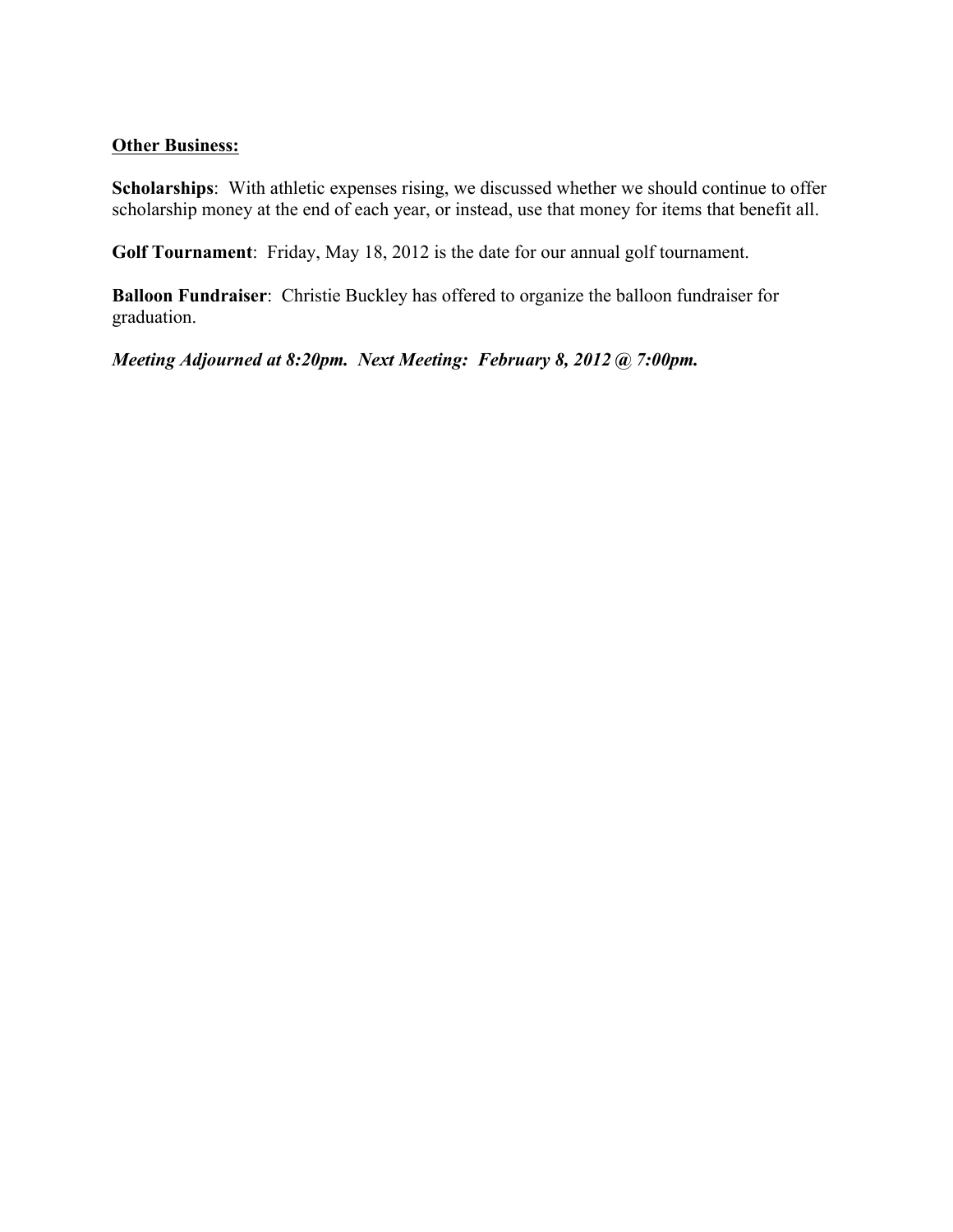**<u>Other Business:</u>**

**Scholarships**: With athletic expenses rising, we discussed whether we should continue to offer scholarship money at the end of each year, or instead, use that money for items that benefit all.

**Golf Tournament**: Friday, May 18, 2012 is the date for our annual golf tournament.

**Balloon Fundraiser**: Christie Buckley has offered to organize the balloon fundraiser for graduation.

***Meeting Adjourned at 8:20pm. Next Meeting: February 8, 2012 @ 7:00pm.***